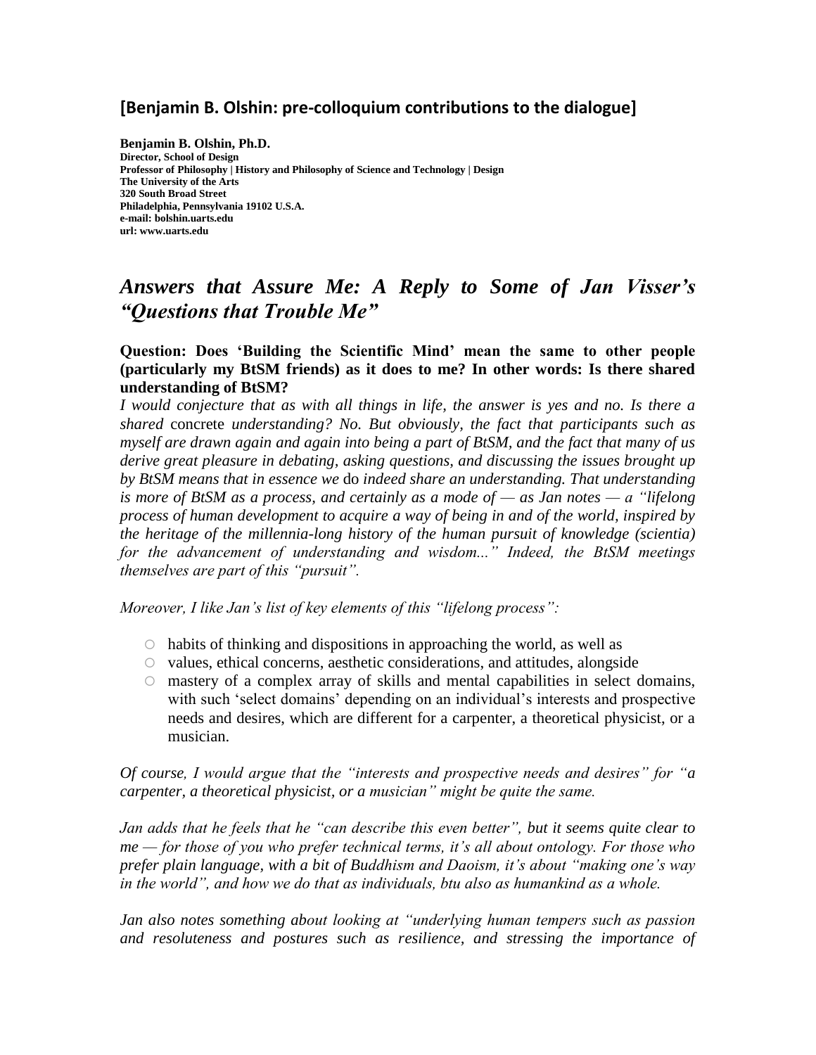## [Benjamin B. Olshin: pre-colloquium contributions to the dialogue]

**Benjamin B. Olshin, Ph.D.**
**Director, School of Design**
**Professor of Philosophy | History and Philosophy of Science and Technology | Design**
**The University of the Arts**
**320 South Broad Street**
**Philadelphia, Pennsylvania 19102 U.S.A.**
**e-mail: bolshin.uarts.edu**
**url: www.uarts.edu**

# *Answers that Assure Me: A Reply to Some of Jan Visser's "Questions that Trouble Me"*

**Question: Does 'Building the Scientific Mind' mean the same to other people (particularly my BtSM friends) as it does to me? In other words: Is there shared understanding of BtSM?**

*I would conjecture that as with all things in life, the answer is yes and no. Is there a shared* concrete *understanding? No. But obviously, the fact that participants such as myself are drawn again and again into being a part of BtSM, and the fact that many of us derive great pleasure in debating, asking questions, and discussing the issues brought up by BtSM means that in essence we* do *indeed share an understanding. That understanding is more of BtSM as a process, and certainly as a mode of — as Jan notes — a "lifelong process of human development to acquire a way of being in and of the world, inspired by the heritage of the millennia-long history of the human pursuit of knowledge (scientia) for the advancement of understanding and wisdom..." Indeed, the BtSM meetings themselves are part of this "pursuit".*

*Moreover, I like Jan's list of key elements of this "lifelong process":*

- habits of thinking and dispositions in approaching the world, as well as
- values, ethical concerns, aesthetic considerations, and attitudes, alongside
- mastery of a complex array of skills and mental capabilities in select domains, with such 'select domains' depending on an individual's interests and prospective needs and desires, which are different for a carpenter, a theoretical physicist, or a musician.

*Of course, I would argue that the "interests and prospective needs and desires" for "a carpenter, a theoretical physicist, or a musician" might be quite the same.*

*Jan adds that he feels that he "can describe this even better", but it seems quite clear to me — for those of you who prefer technical terms, it's all about ontology. For those who prefer plain language, with a bit of Buddhism and Daoism, it's about "making one's way in the world", and how we do that as individuals, btu also as humankind as a whole.*

*Jan also notes something about looking at "underlying human tempers such as passion and resoluteness and postures such as resilience, and stressing the importance of*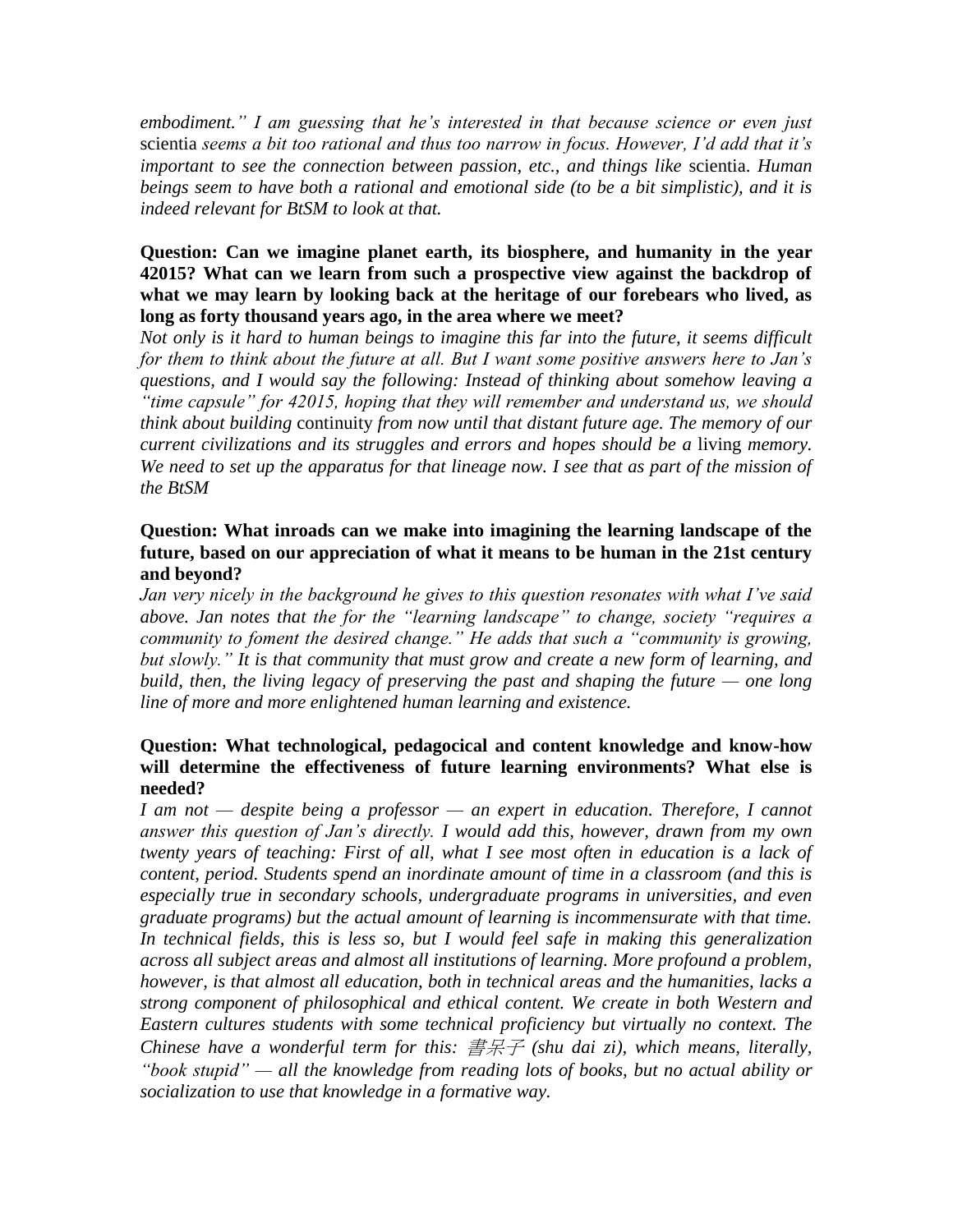*embodiment." I am guessing that he's interested in that because science or even just* scientia *seems a bit too rational and thus too narrow in focus. However, I'd add that it's important to see the connection between passion, etc., and things like* scientia. *Human beings seem to have both a rational and emotional side (to be a bit simplistic), and it is indeed relevant for BtSM to look at that.*

**Question: Can we imagine planet earth, its biosphere, and humanity in the year 42015? What can we learn from such a prospective view against the backdrop of what we may learn by looking back at the heritage of our forebears who lived, as long as forty thousand years ago, in the area where we meet?**

*Not only is it hard to human beings to imagine this far into the future, it seems difficult for them to think about the future at all. But I want some positive answers here to Jan's questions, and I would say the following: Instead of thinking about somehow leaving a "time capsule" for 42015, hoping that they will remember and understand us, we should think about building* continuity *from now until that distant future age. The memory of our current civilizations and its struggles and errors and hopes should be a* living *memory. We need to set up the apparatus for that lineage now. I see that as part of the mission of the BtSM*

**Question: What inroads can we make into imagining the learning landscape of the future, based on our appreciation of what it means to be human in the 21st century and beyond?**

*Jan very nicely in the background he gives to this question resonates with what I've said above. Jan notes that the for the "learning landscape" to change, society "requires a community to foment the desired change." He adds that such a "community is growing, but slowly." It is that community that must grow and create a new form of learning, and build, then, the living legacy of preserving the past and shaping the future — one long line of more and more enlightened human learning and existence.*

**Question: What technological, pedagocical and content knowledge and know-how will determine the effectiveness of future learning environments? What else is needed?**

*I am not — despite being a professor — an expert in education. Therefore, I cannot answer this question of Jan's directly. I would add this, however, drawn from my own twenty years of teaching: First of all, what I see most often in education is a lack of content, period. Students spend an inordinate amount of time in a classroom (and this is especially true in secondary schools, undergraduate programs in universities, and even graduate programs) but the actual amount of learning is incommensurate with that time. In technical fields, this is less so, but I would feel safe in making this generalization across all subject areas and almost all institutions of learning. More profound a problem, however, is that almost all education, both in technical areas and the humanities, lacks a strong component of philosophical and ethical content. We create in both Western and Eastern cultures students with some technical proficiency but virtually no context. The Chinese have a wonderful term for this: 書呆子 (shu dai zi), which means, literally, "book stupid" — all the knowledge from reading lots of books, but no actual ability or socialization to use that knowledge in a formative way.*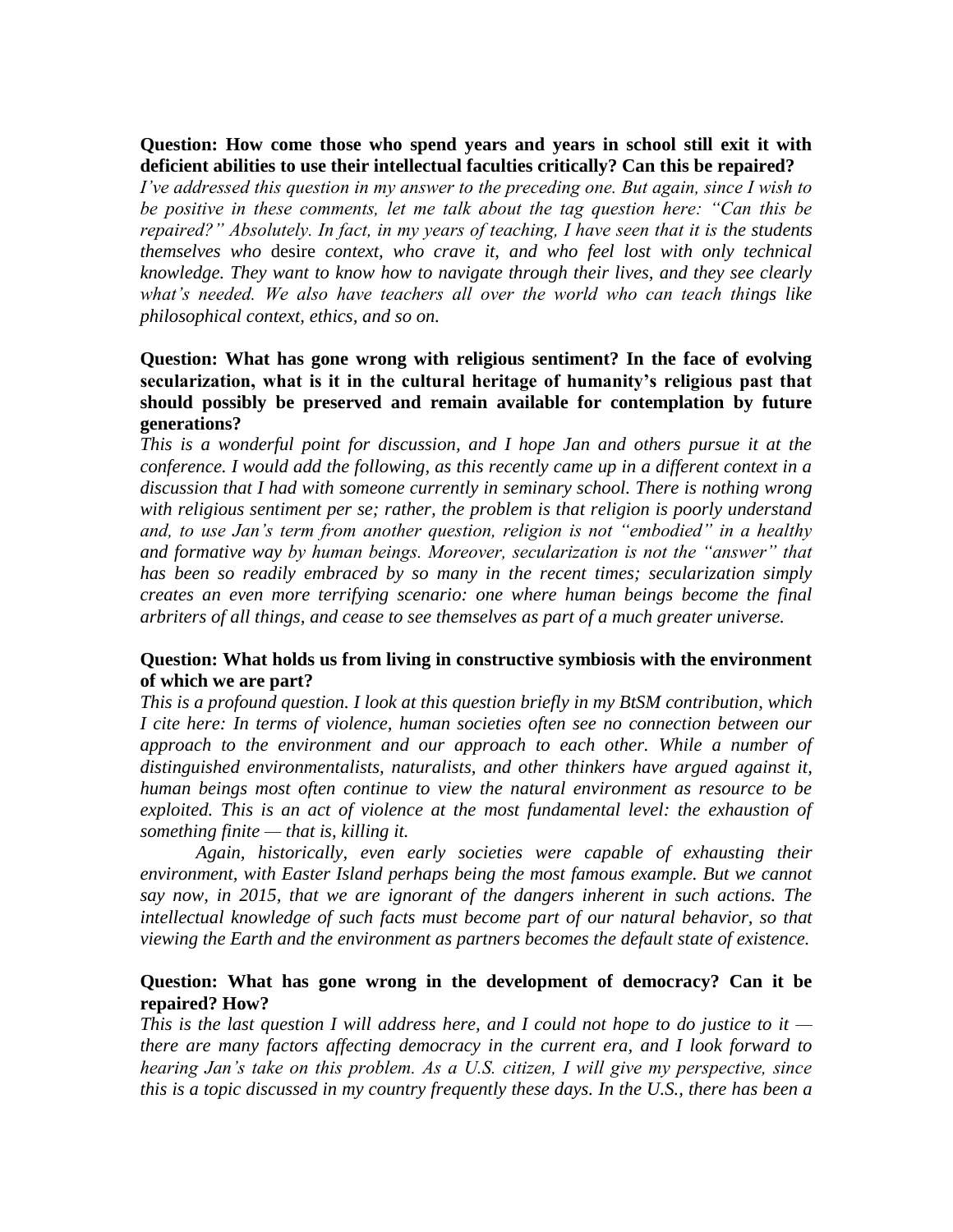**Question: How come those who spend years and years in school still exit it with deficient abilities to use their intellectual faculties critically? Can this be repaired?**

*I've addressed this question in my answer to the preceding one. But again, since I wish to be positive in these comments, let me talk about the tag question here: "Can this be repaired?" Absolutely. In fact, in my years of teaching, I have seen that it is the students themselves who* desire *context, who crave it, and who feel lost with only technical knowledge. They want to know how to navigate through their lives, and they see clearly what's needed. We also have teachers all over the world who can teach things like philosophical context, ethics, and so on.*

**Question: What has gone wrong with religious sentiment? In the face of evolving secularization, what is it in the cultural heritage of humanity's religious past that should possibly be preserved and remain available for contemplation by future generations?**

*This is a wonderful point for discussion, and I hope Jan and others pursue it at the conference. I would add the following, as this recently came up in a different context in a discussion that I had with someone currently in seminary school. There is nothing wrong with religious sentiment per se; rather, the problem is that religion is poorly understand and, to use Jan's term from another question, religion is not "embodied" in a healthy and formative way by human beings. Moreover, secularization is not the "answer" that has been so readily embraced by so many in the recent times; secularization simply creates an even more terrifying scenario: one where human beings become the final arbiters of all things, and cease to see themselves as part of a much greater universe.*

**Question: What holds us from living in constructive symbiosis with the environment of which we are part?**

*This is a profound question. I look at this question briefly in my BtSM contribution, which I cite here: In terms of violence, human societies often see no connection between our approach to the environment and our approach to each other. While a number of distinguished environmentalists, naturalists, and other thinkers have argued against it, human beings most often continue to view the natural environment as resource to be exploited. This is an act of violence at the most fundamental level: the exhaustion of something finite — that is, killing it.*

*Again, historically, even early societies were capable of exhausting their environment, with Easter Island perhaps being the most famous example. But we cannot say now, in 2015, that we are ignorant of the dangers inherent in such actions. The intellectual knowledge of such facts must become part of our natural behavior, so that viewing the Earth and the environment as partners becomes the default state of existence.*

**Question: What has gone wrong in the development of democracy? Can it be repaired? How?**

*This is the last question I will address here, and I could not hope to do justice to it — there are many factors affecting democracy in the current era, and I look forward to hearing Jan's take on this problem. As a U.S. citizen, I will give my perspective, since this is a topic discussed in my country frequently these days. In the U.S., there has been a*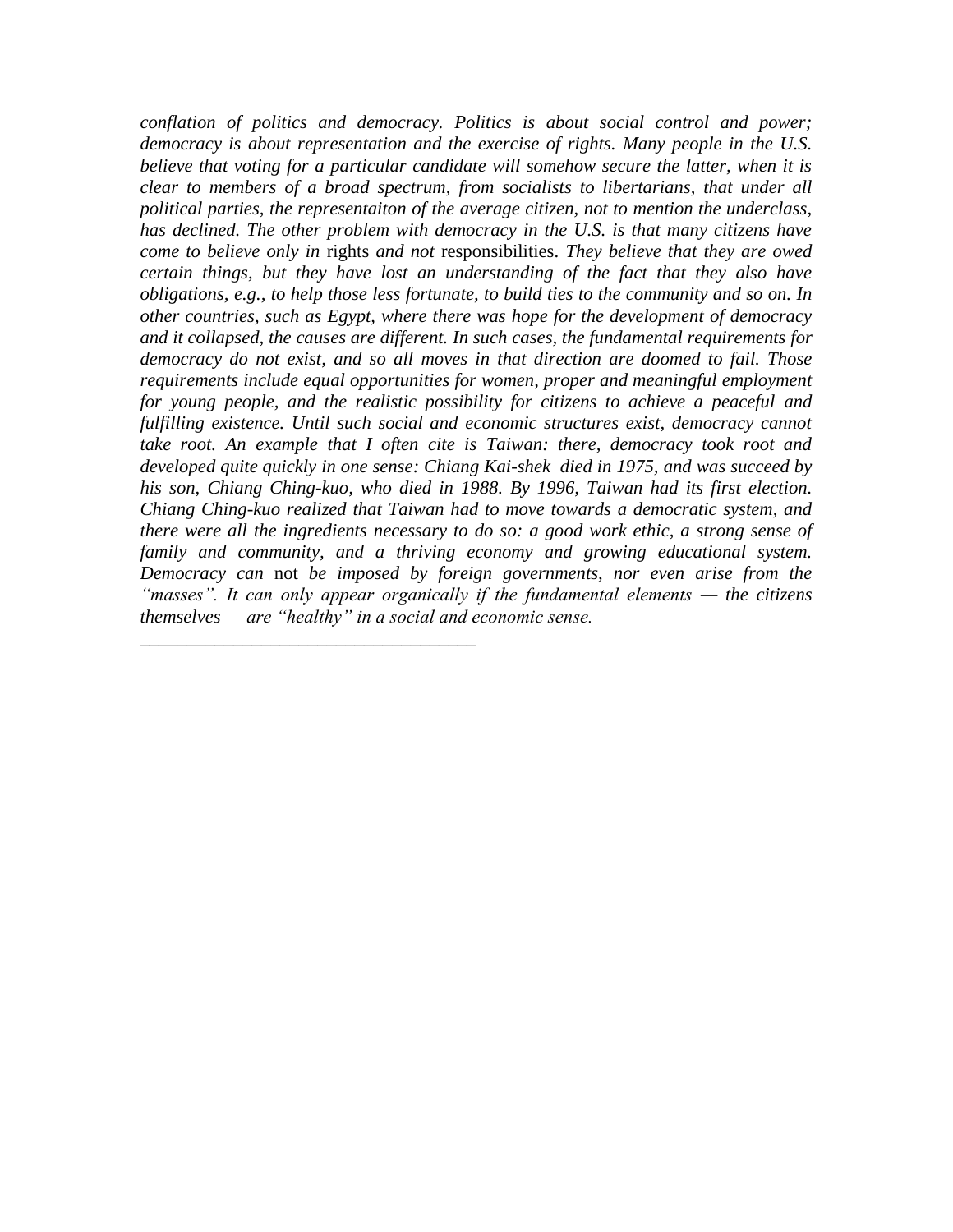*conflation of politics and democracy. Politics is about social control and power; democracy is about representation and the exercise of rights. Many people in the U.S. believe that voting for a particular candidate will somehow secure the latter, when it is clear to members of a broad spectrum, from socialists to libertarians, that under all political parties, the representaiton of the average citizen, not to mention the underclass, has declined. The other problem with democracy in the U.S. is that many citizens have come to believe only in* rights *and not* responsibilities. *They believe that they are owed certain things, but they have lost an understanding of the fact that they also have obligations, e.g., to help those less fortunate, to build ties to the community and so on. In other countries, such as Egypt, where there was hope for the development of democracy and it collapsed, the causes are different. In such cases, the fundamental requirements for democracy do not exist, and so all moves in that direction are doomed to fail. Those requirements include equal opportunities for women, proper and meaningful employment for young people, and the realistic possibility for citizens to achieve a peaceful and fulfilling existence. Until such social and economic structures exist, democracy cannot take root. An example that I often cite is Taiwan: there, democracy took root and developed quite quickly in one sense: Chiang Kai-shek died in 1975, and was succeed by his son, Chiang Ching-kuo, who died in 1988. By 1996, Taiwan had its first election. Chiang Ching-kuo realized that Taiwan had to move towards a democratic system, and there were all the ingredients necessary to do so: a good work ethic, a strong sense of family and community, and a thriving economy and growing educational system. Democracy can* not *be imposed by foreign governments, nor even arise from the "masses". It can only appear organically if the fundamental elements — the citizens themselves — are "healthy" in a social and economic sense.*

___________________________________